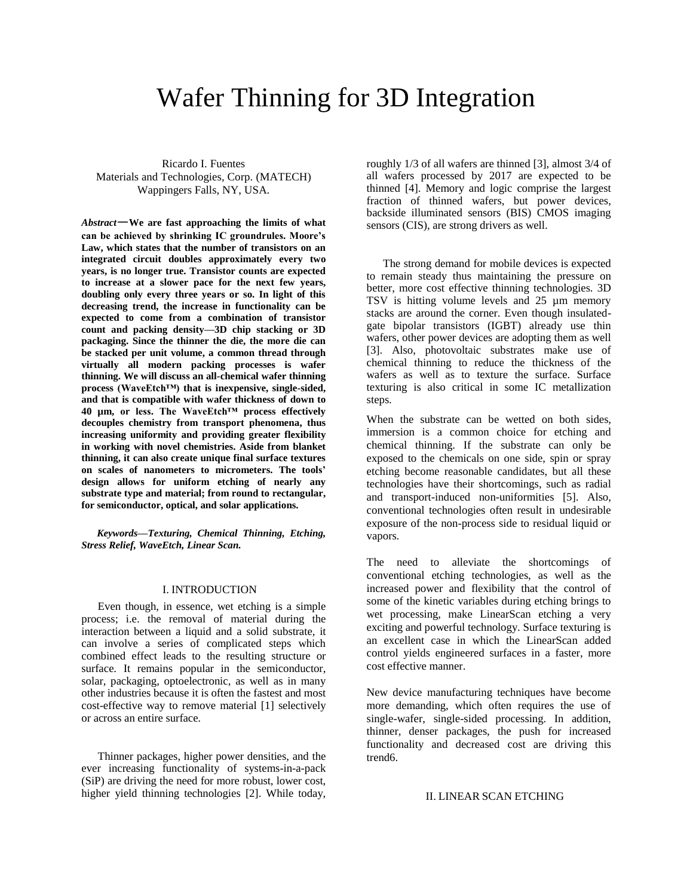# Wafer Thinning for 3D Integration

Ricardo I. Fuentes
Materials and Technologies, Corp. (MATECH)
Wappingers Falls, NY, USA.

***Abstract*—We are fast approaching the limits of what can be achieved by shrinking IC groundrules. Moore's Law, which states that the number of transistors on an integrated circuit doubles approximately every two years, is no longer true. Transistor counts are expected to increase at a slower pace for the next few years, doubling only every three years or so. In light of this decreasing trend, the increase in functionality can be expected to come from a combination of transistor count and packing density—3D chip stacking or 3D packaging. Since the thinner the die, the more die can be stacked per unit volume, a common thread through virtually all modern packing processes is wafer thinning. We will discuss an all-chemical wafer thinning process (WaveEtch™) that is inexpensive, single-sided, and that is compatible with wafer thickness of down to 40 µm, or less. The WaveEtch™ process effectively decouples chemistry from transport phenomena, thus increasing uniformity and providing greater flexibility in working with novel chemistries. Aside from blanket thinning, it can also create unique final surface textures on scales of nanometers to micrometers. The tools' design allows for uniform etching of nearly any substrate type and material; from round to rectangular, for semiconductor, optical, and solar applications.**

***Keywords—Texturing, Chemical Thinning, Etching, Stress Relief, WaveEtch, Linear Scan.***

## I. INTRODUCTION

Even though, in essence, wet etching is a simple process; i.e. the removal of material during the interaction between a liquid and a solid substrate, it can involve a series of complicated steps which combined effect leads to the resulting structure or surface. It remains popular in the semiconductor, solar, packaging, optoelectronic, as well as in many other industries because it is often the fastest and most cost-effective way to remove material [1] selectively or across an entire surface.

Thinner packages, higher power densities, and the ever increasing functionality of systems-in-a-pack (SiP) are driving the need for more robust, lower cost, higher yield thinning technologies [2]. While today, roughly 1/3 of all wafers are thinned [3], almost 3/4 of all wafers processed by 2017 are expected to be thinned [4]. Memory and logic comprise the largest fraction of thinned wafers, but power devices, backside illuminated sensors (BIS) CMOS imaging sensors (CIS), are strong drivers as well.

The strong demand for mobile devices is expected to remain steady thus maintaining the pressure on better, more cost effective thinning technologies. 3D TSV is hitting volume levels and 25 µm memory stacks are around the corner. Even though insulated-gate bipolar transistors (IGBT) already use thin wafers, other power devices are adopting them as well [3]. Also, photovoltaic substrates make use of chemical thinning to reduce the thickness of the wafers as well as to texture the surface. Surface texturing is also critical in some IC metallization steps.

When the substrate can be wetted on both sides, immersion is a common choice for etching and chemical thinning. If the substrate can only be exposed to the chemicals on one side, spin or spray etching become reasonable candidates, but all these technologies have their shortcomings, such as radial and transport-induced non-uniformities [5]. Also, conventional technologies often result in undesirable exposure of the non-process side to residual liquid or vapors.

The need to alleviate the shortcomings of conventional etching technologies, as well as the increased power and flexibility that the control of some of the kinetic variables during etching brings to wet processing, make LinearScan etching a very exciting and powerful technology. Surface texturing is an excellent case in which the LinearScan added control yields engineered surfaces in a faster, more cost effective manner.

New device manufacturing techniques have become more demanding, which often requires the use of single-wafer, single-sided processing. In addition, thinner, denser packages, the push for increased functionality and decreased cost are driving this trend6.

## II. LINEAR SCAN ETCHING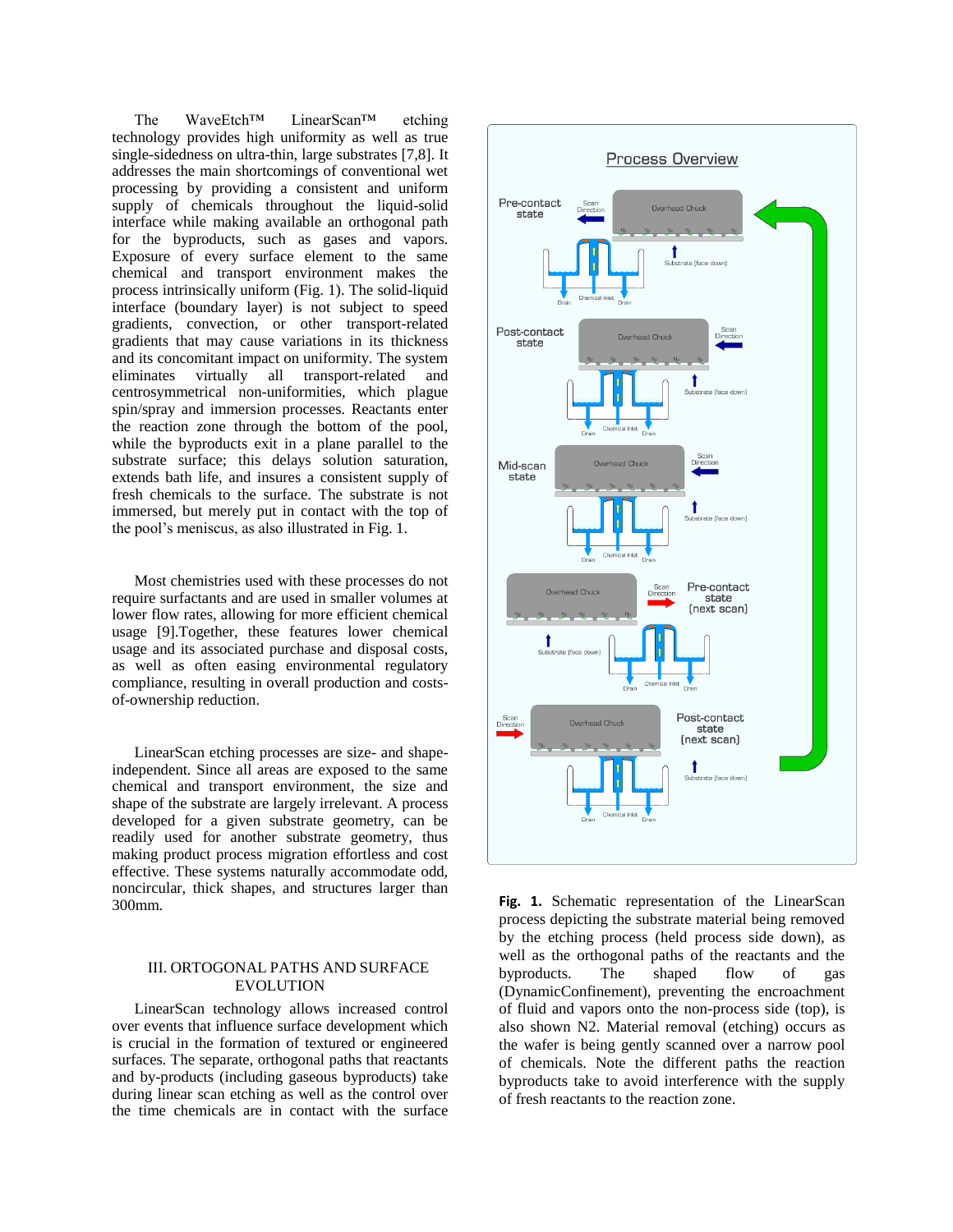The WaveEtch™ LinearScan™ etching technology provides high uniformity as well as true single-sidedness on ultra-thin, large substrates [7,8]. It addresses the main shortcomings of conventional wet processing by providing a consistent and uniform supply of chemicals throughout the liquid-solid interface while making available an orthogonal path for the byproducts, such as gases and vapors. Exposure of every surface element to the same chemical and transport environment makes the process intrinsically uniform (Fig. 1). The solid-liquid interface (boundary layer) is not subject to speed gradients, convection, or other transport-related gradients that may cause variations in its thickness and its concomitant impact on uniformity. The system eliminates virtually all transport-related and centrosymmetrical non-uniformities, which plague spin/spray and immersion processes. Reactants enter the reaction zone through the bottom of the pool, while the byproducts exit in a plane parallel to the substrate surface; this delays solution saturation, extends bath life, and insures a consistent supply of fresh chemicals to the surface. The substrate is not immersed, but merely put in contact with the top of the pool's meniscus, as also illustrated in Fig. 1.

Most chemistries used with these processes do not require surfactants and are used in smaller volumes at lower flow rates, allowing for more efficient chemical usage [9].Together, these features lower chemical usage and its associated purchase and disposal costs, as well as often easing environmental regulatory compliance, resulting in overall production and costs-of-ownership reduction.

LinearScan etching processes are size- and shape-independent. Since all areas are exposed to the same chemical and transport environment, the size and shape of the substrate are largely irrelevant. A process developed for a given substrate geometry, can be readily used for another substrate geometry, thus making product process migration effortless and cost effective. These systems naturally accommodate odd, noncircular, thick shapes, and structures larger than 300mm.

## III. ORTOGONAL PATHS AND SURFACE EVOLUTION

LinearScan technology allows increased control over events that influence surface development which is crucial in the formation of textured or engineered surfaces. The separate, orthogonal paths that reactants and by-products (including gaseous byproducts) take during linear scan etching as well as the control over the time chemicals are in contact with the surface

**Fig. 1.** Schematic representation of the LinearScan process depicting the substrate material being removed by the etching process (held process side down), as well as the orthogonal paths of the reactants and the byproducts. The shaped flow of gas (DynamicConfinement), preventing the encroachment of fluid and vapors onto the non-process side (top), is also shown N2. Material removal (etching) occurs as the wafer is being gently scanned over a narrow pool of chemicals. Note the different paths the reaction byproducts take to avoid interference with the supply of fresh reactants to the reaction zone.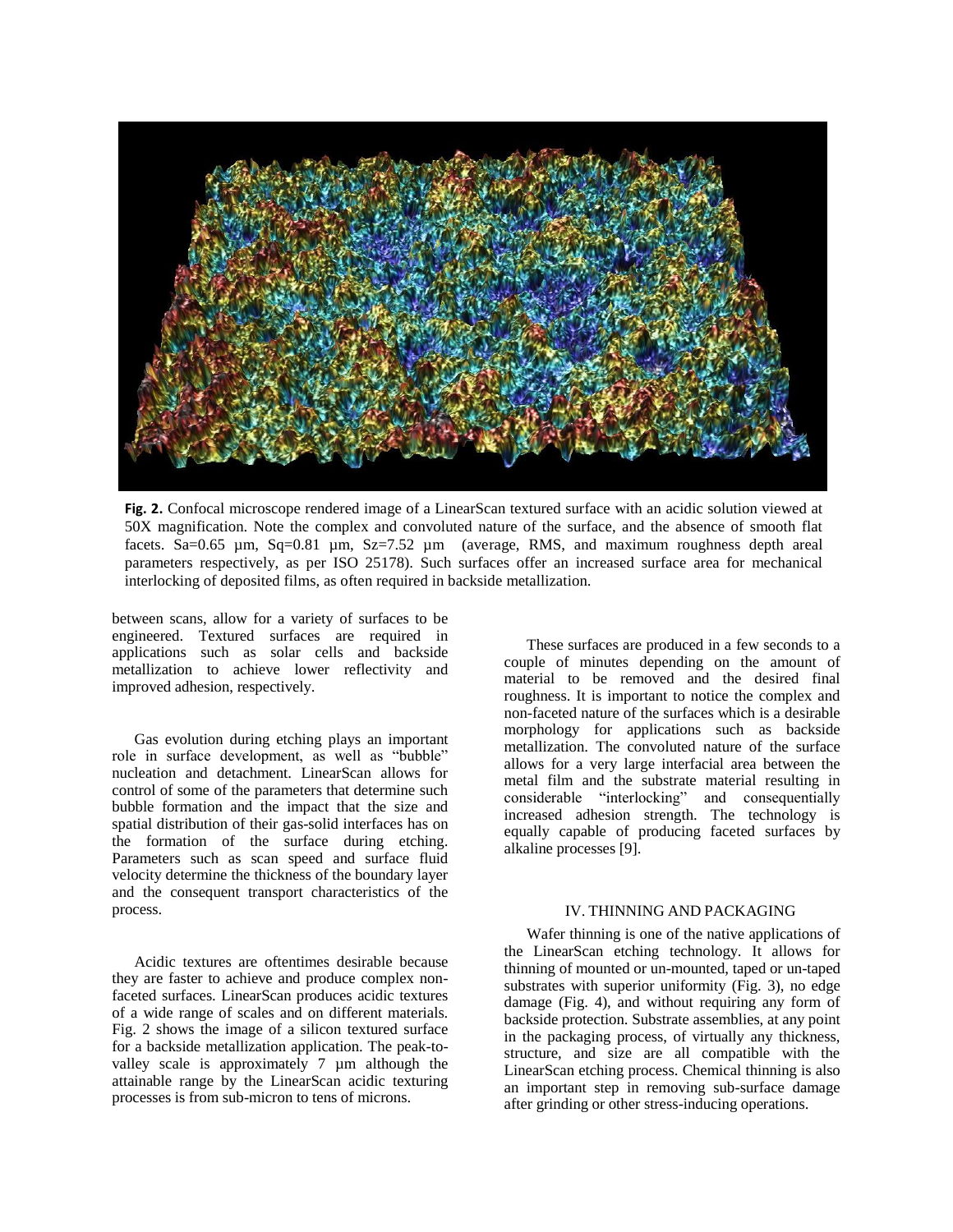**Fig. 2.** Confocal microscope rendered image of a LinearScan textured surface with an acidic solution viewed at 50X magnification. Note the complex and convoluted nature of the surface, and the absence of smooth flat facets. Sa=0.65 µm, Sq=0.81 µm, Sz=7.52 µm (average, RMS, and maximum roughness depth areal parameters respectively, as per ISO 25178). Such surfaces offer an increased surface area for mechanical interlocking of deposited films, as often required in backside metallization.

between scans, allow for a variety of surfaces to be engineered. Textured surfaces are required in applications such as solar cells and backside metallization to achieve lower reflectivity and improved adhesion, respectively.

Gas evolution during etching plays an important role in surface development, as well as "bubble" nucleation and detachment. LinearScan allows for control of some of the parameters that determine such bubble formation and the impact that the size and spatial distribution of their gas-solid interfaces has on the formation of the surface during etching. Parameters such as scan speed and surface fluid velocity determine the thickness of the boundary layer and the consequent transport characteristics of the process.

Acidic textures are oftentimes desirable because they are faster to achieve and produce complex non-faceted surfaces. LinearScan produces acidic textures of a wide range of scales and on different materials. Fig. 2 shows the image of a silicon textured surface for a backside metallization application. The peak-to-valley scale is approximately 7 µm although the attainable range by the LinearScan acidic texturing processes is from sub-micron to tens of microns.

These surfaces are produced in a few seconds to a couple of minutes depending on the amount of material to be removed and the desired final roughness. It is important to notice the complex and non-faceted nature of the surfaces which is a desirable morphology for applications such as backside metallization. The convoluted nature of the surface allows for a very large interfacial area between the metal film and the substrate material resulting in considerable "interlocking" and consequentially increased adhesion strength. The technology is equally capable of producing faceted surfaces by alkaline processes [9].

## IV. THINNING AND PACKAGING

Wafer thinning is one of the native applications of the LinearScan etching technology. It allows for thinning of mounted or un-mounted, taped or un-taped substrates with superior uniformity (Fig. 3), no edge damage (Fig. 4), and without requiring any form of backside protection. Substrate assemblies, at any point in the packaging process, of virtually any thickness, structure, and size are all compatible with the LinearScan etching process. Chemical thinning is also an important step in removing sub-surface damage after grinding or other stress-inducing operations.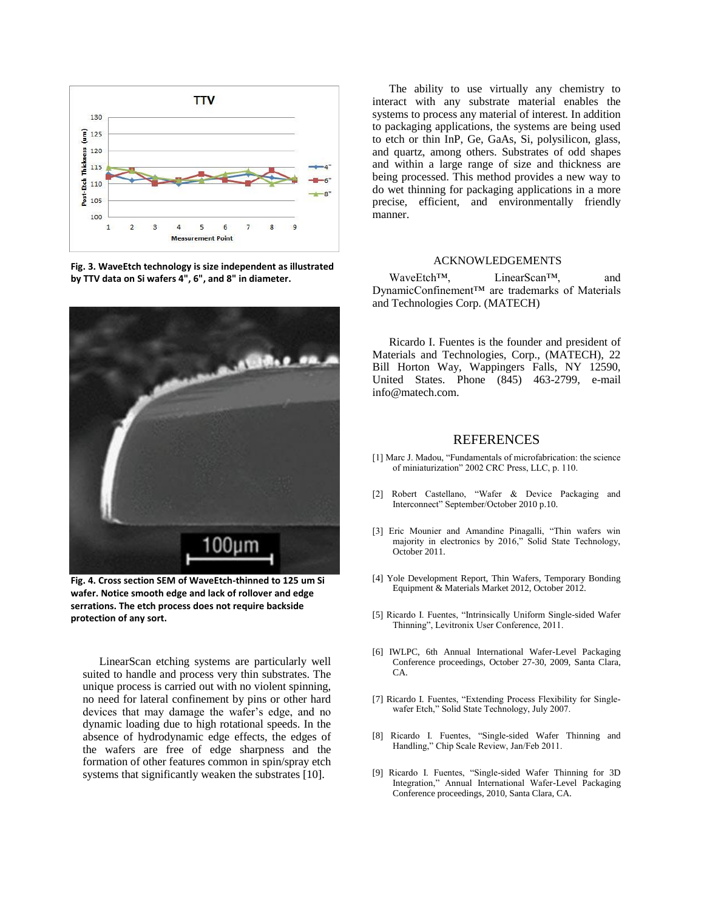Fig. 3. WaveEtch technology is size independent as illustrated by TTV data on Si wafers 4", 6", and 8" in diameter.

Fig. 4. Cross section SEM of WaveEtch-thinned to 125 um Si wafer. Notice smooth edge and lack of rollover and edge serrations. The etch process does not require backside protection of any sort.

LinearScan etching systems are particularly well suited to handle and process very thin substrates. The unique process is carried out with no violent spinning, no need for lateral confinement by pins or other hard devices that may damage the wafer's edge, and no dynamic loading due to high rotational speeds. In the absence of hydrodynamic edge effects, the edges of the wafers are free of edge sharpness and the formation of other features common in spin/spray etch systems that significantly weaken the substrates [10].

The ability to use virtually any chemistry to interact with any substrate material enables the systems to process any material of interest. In addition to packaging applications, the systems are being used to etch or thin InP, Ge, GaAs, Si, polysilicon, glass, and quartz, among others. Substrates of odd shapes and within a large range of size and thickness are being processed. This method provides a new way to do wet thinning for packaging applications in a more precise, efficient, and environmentally friendly manner.

## ACKNOWLEDGEMENTS

WaveEtch™, LinearScan™, and DynamicConfinement™ are trademarks of Materials and Technologies Corp. (MATECH)

Ricardo I. Fuentes is the founder and president of Materials and Technologies, Corp., (MATECH), 22 Bill Horton Way, Wappingers Falls, NY 12590, United States. Phone (845) 463-2799, e-mail info@matech.com.

## REFERENCES

[1] Marc J. Madou, "Fundamentals of microfabrication: the science of miniaturization" 2002 CRC Press, LLC, p. 110.

[2] Robert Castellano, "Wafer & Device Packaging and Interconnect" September/October 2010 p.10.

[3] Eric Mounier and Amandine Pinagalli, "Thin wafers win majority in electronics by 2016," Solid State Technology, October 2011.

[4] Yole Development Report, Thin Wafers, Temporary Bonding Equipment & Materials Market 2012, October 2012.

[5] Ricardo I. Fuentes, "Intrinsically Uniform Single-sided Wafer Thinning", Levitronix User Conference, 2011.

[6] IWLPC, 6th Annual International Wafer-Level Packaging Conference proceedings, October 27-30, 2009, Santa Clara, CA.

[7] Ricardo I. Fuentes, "Extending Process Flexibility for Single-wafer Etch," Solid State Technology, July 2007.

[8] Ricardo I. Fuentes, "Single-sided Wafer Thinning and Handling," Chip Scale Review, Jan/Feb 2011.

[9] Ricardo I. Fuentes, "Single-sided Wafer Thinning for 3D Integration," Annual International Wafer-Level Packaging Conference proceedings, 2010, Santa Clara, CA.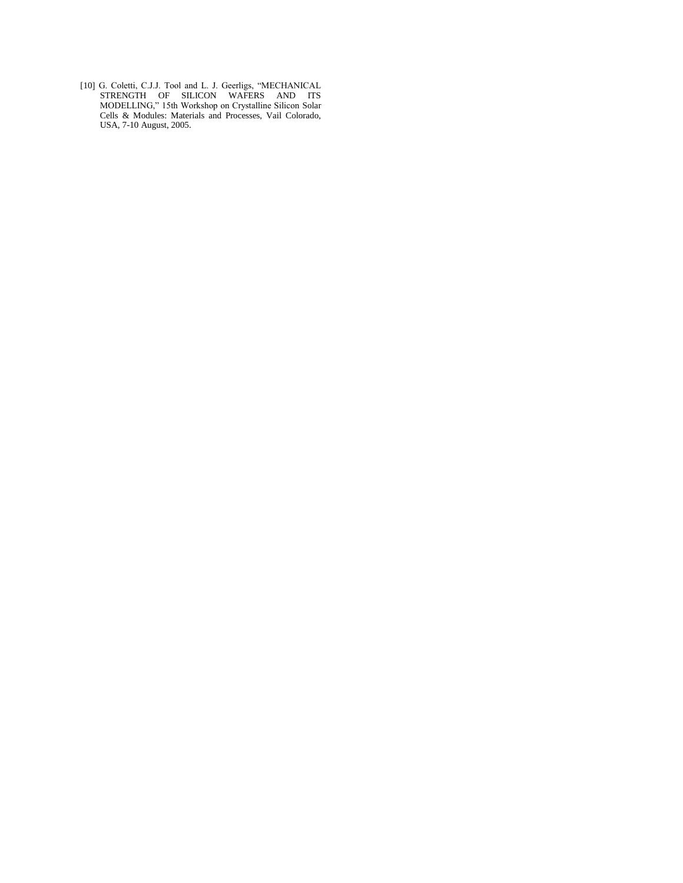[10] G. Coletti, C.J.J. Tool and L. J. Geerligs, "MECHANICAL STRENGTH OF SILICON WAFERS AND ITS MODELLING," 15th Workshop on Crystalline Silicon Solar Cells & Modules: Materials and Processes, Vail Colorado, USA, 7-10 August, 2005.